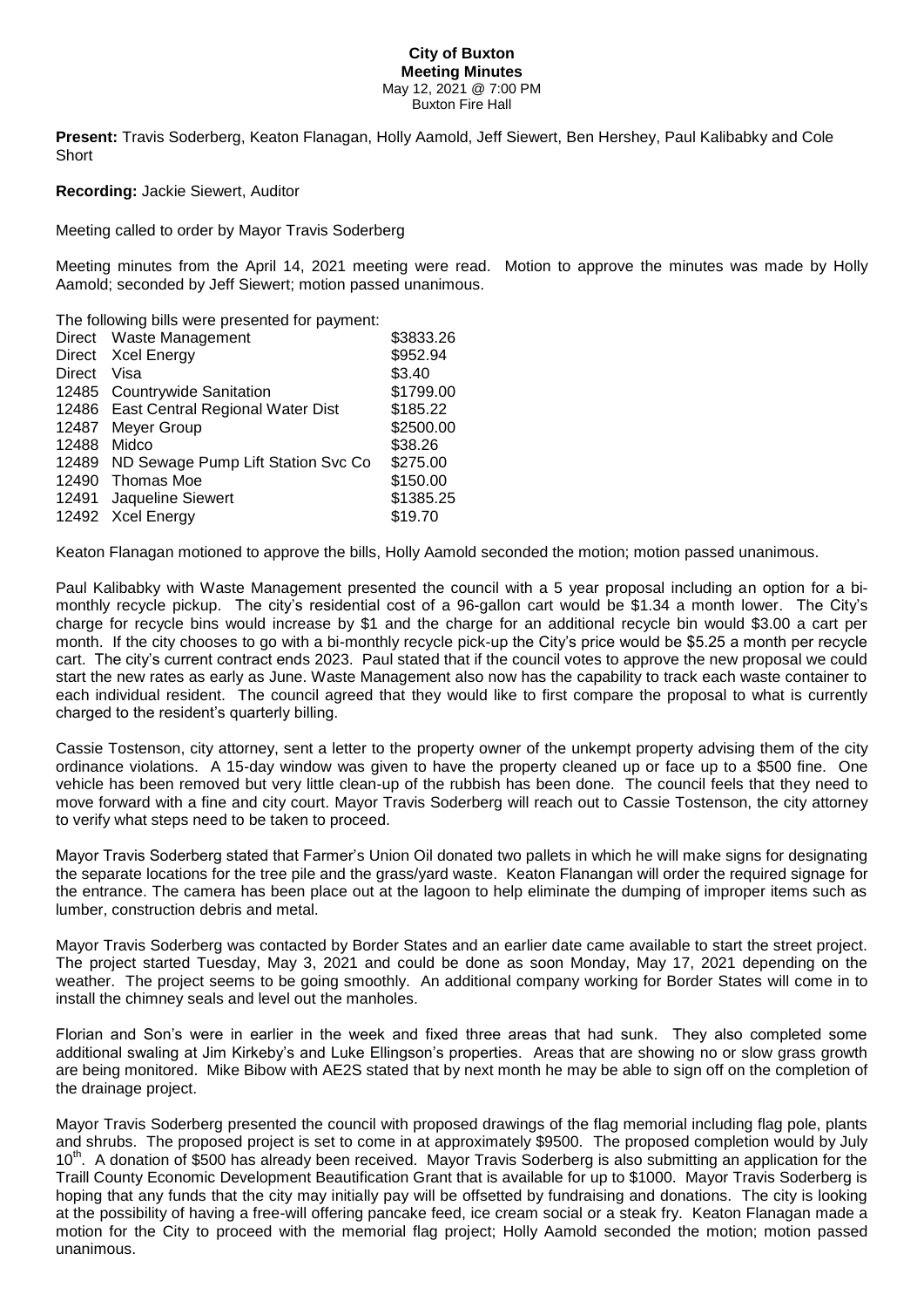**City of Buxton**
**Meeting Minutes**
May 12, 2021 @ 7:00 PM
Buxton Fire Hall

**Present:** Travis Soderberg, Keaton Flanagan, Holly Aamold, Jeff Siewert, Ben Hershey, Paul Kalibabky and Cole Short

**Recording:** Jackie Siewert, Auditor

Meeting called to order by Mayor Travis Soderberg

Meeting minutes from the April 14, 2021 meeting were read. Motion to approve the minutes was made by Holly Aamold; seconded by Jeff Siewert; motion passed unanimous.

The following bills were presented for payment:

| | | |
|---|---|---|
| Direct | Waste Management | \$3833.26 |
| Direct | Xcel Energy | \$952.94 |
| Direct | Visa | \$3.40 |
| 12485 | Countrywide Sanitation | \$1799.00 |
| 12486 | East Central Regional Water Dist | \$185.22 |
| 12487 | Meyer Group | \$2500.00 |
| 12488 | Midco | \$38.26 |
| 12489 | ND Sewage Pump Lift Station Svc Co | \$275.00 |
| 12490 | Thomas Moe | \$150.00 |
| 12491 | Jaqueline Siewert | \$1385.25 |
| 12492 | Xcel Energy | \$19.70 |

Keaton Flanagan motioned to approve the bills, Holly Aamold seconded the motion; motion passed unanimous.

Paul Kalibabky with Waste Management presented the council with a 5 year proposal including an option for a bi-monthly recycle pickup. The city's residential cost of a 96-gallon cart would be \$1.34 a month lower. The City's charge for recycle bins would increase by \$1 and the charge for an additional recycle bin would \$3.00 a cart per month. If the city chooses to go with a bi-monthly recycle pick-up the City's price would be \$5.25 a month per recycle cart. The city's current contract ends 2023. Paul stated that if the council votes to approve the new proposal we could start the new rates as early as June. Waste Management also now has the capability to track each waste container to each individual resident. The council agreed that they would like to first compare the proposal to what is currently charged to the resident's quarterly billing.

Cassie Tostenson, city attorney, sent a letter to the property owner of the unkempt property advising them of the city ordinance violations. A 15-day window was given to have the property cleaned up or face up to a \$500 fine. One vehicle has been removed but very little clean-up of the rubbish has been done. The council feels that they need to move forward with a fine and city court. Mayor Travis Soderberg will reach out to Cassie Tostenson, the city attorney to verify what steps need to be taken to proceed.

Mayor Travis Soderberg stated that Farmer's Union Oil donated two pallets in which he will make signs for designating the separate locations for the tree pile and the grass/yard waste. Keaton Flanangan will order the required signage for the entrance. The camera has been place out at the lagoon to help eliminate the dumping of improper items such as lumber, construction debris and metal.

Mayor Travis Soderberg was contacted by Border States and an earlier date came available to start the street project. The project started Tuesday, May 3, 2021 and could be done as soon Monday, May 17, 2021 depending on the weather. The project seems to be going smoothly. An additional company working for Border States will come in to install the chimney seals and level out the manholes.

Florian and Son's were in earlier in the week and fixed three areas that had sunk. They also completed some additional swaling at Jim Kirkeby's and Luke Ellingson's properties. Areas that are showing no or slow grass growth are being monitored. Mike Bibow with AE2S stated that by next month he may be able to sign off on the completion of the drainage project.

Mayor Travis Soderberg presented the council with proposed drawings of the flag memorial including flag pole, plants and shrubs. The proposed project is set to come in at approximately \$9500. The proposed completion would by July 10th. A donation of \$500 has already been received. Mayor Travis Soderberg is also submitting an application for the Traill County Economic Development Beautification Grant that is available for up to \$1000. Mayor Travis Soderberg is hoping that any funds that the city may initially pay will be offsetted by fundraising and donations. The city is looking at the possibility of having a free-will offering pancake feed, ice cream social or a steak fry. Keaton Flanagan made a motion for the City to proceed with the memorial flag project; Holly Aamold seconded the motion; motion passed unanimous.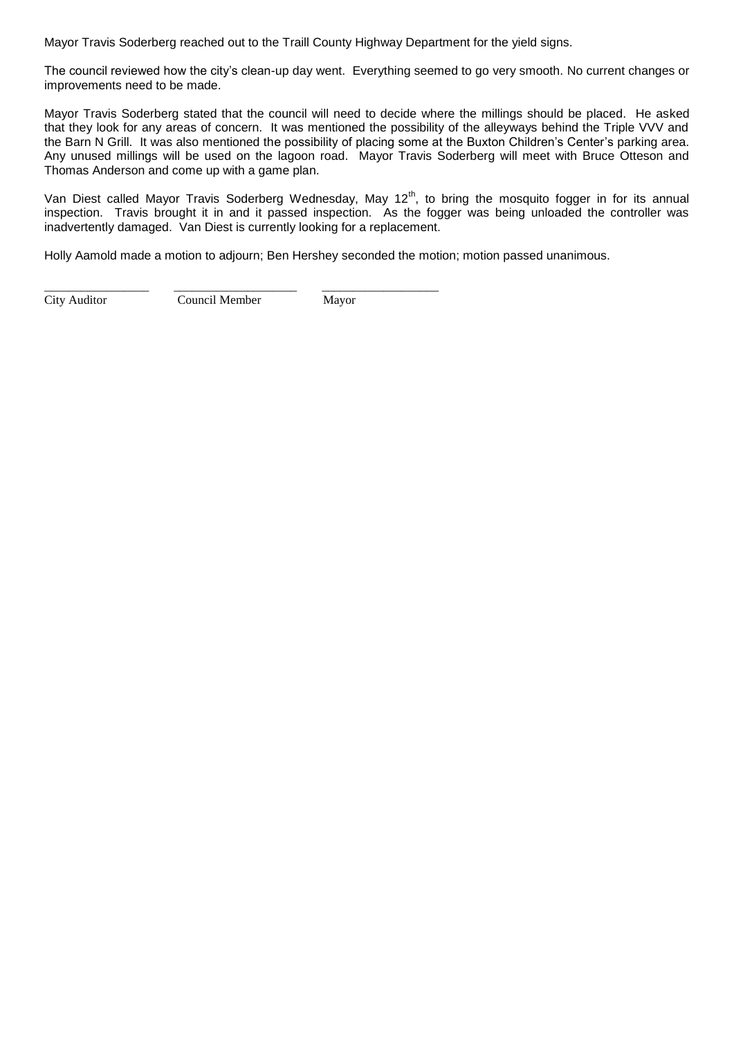Mayor Travis Soderberg reached out to the Traill County Highway Department for the yield signs.

The council reviewed how the city's clean-up day went. Everything seemed to go very smooth. No current changes or improvements need to be made.

Mayor Travis Soderberg stated that the council will need to decide where the millings should be placed. He asked that they look for any areas of concern. It was mentioned the possibility of the alleyways behind the Triple VVV and the Barn N Grill. It was also mentioned the possibility of placing some at the Buxton Children's Center's parking area. Any unused millings will be used on the lagoon road. Mayor Travis Soderberg will meet with Bruce Otteson and Thomas Anderson and come up with a game plan.

Van Diest called Mayor Travis Soderberg Wednesday, May 12th, to bring the mosquito fogger in for its annual inspection. Travis brought it in and it passed inspection. As the fogger was being unloaded the controller was inadvertently damaged. Van Diest is currently looking for a replacement.

Holly Aamold made a motion to adjourn; Ben Hershey seconded the motion; motion passed unanimous.

________________ ___________________ __________________

City Auditor Council Member Mayor